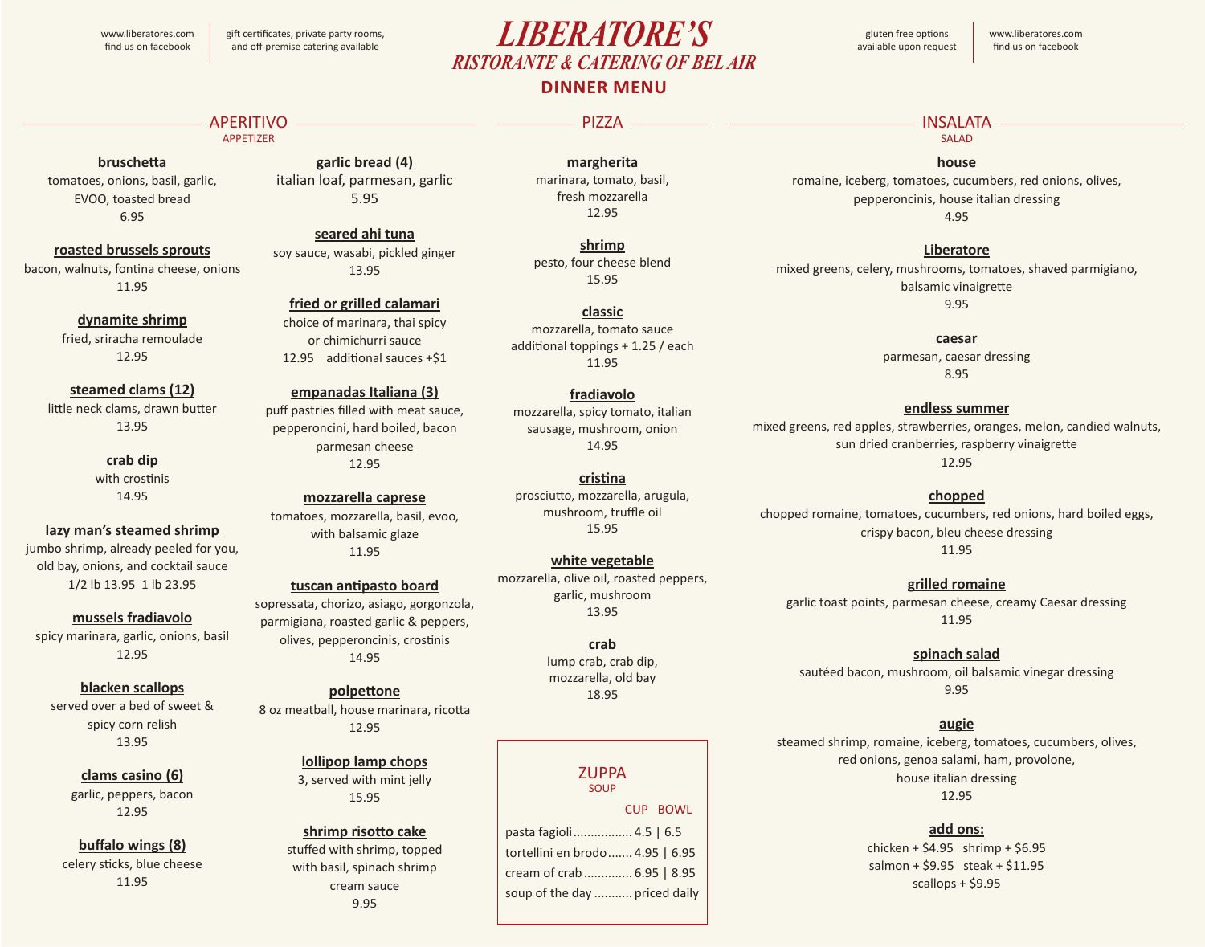www.liberatores.com
find us on facebook

gift certificates, private party rooms, and off-premise catering available

# LIBERATORE'S

## RISTORANTE & CATERING OF BEL AIR

## DINNER MENU

gluten free options available upon request

www.liberatores.com
find us on facebook

## APERITIVO
APPETIZER

**bruschetta**
tomatoes, onions, basil, garlic, EVOO, toasted bread
6.95

**roasted brussels sprouts**
bacon, walnuts, fontina cheese, onions
11.95

**dynamite shrimp**
fried, sriracha remoulade
12.95

**steamed clams (12)**
little neck clams, drawn butter
13.95

**crab dip**
with crostinis
14.95

**lazy man's steamed shrimp**
jumbo shrimp, already peeled for you, old bay, onions, and cocktail sauce
1/2 lb 13.95 1 lb 23.95

**mussels fradiavolo**
spicy marinara, garlic, onions, basil
12.95

**blacken scallops**
served over a bed of sweet & spicy corn relish
13.95

**clams casino (6)**
garlic, peppers, bacon
12.95

**buffalo wings (8)**
celery sticks, blue cheese
11.95

**garlic bread (4)**
italian loaf, parmesan, garlic
5.95

**seared ahi tuna**
soy sauce, wasabi, pickled ginger
13.95

**fried or grilled calamari**
choice of marinara, thai spicy or chimichurri sauce
12.95 additional sauces +$1

**empanadas Italiana (3)**
puff pastries filled with meat sauce, pepperoncini, hard boiled, bacon parmesan cheese
12.95

**mozzarella caprese**
tomatoes, mozzarella, basil, evoo, with balsamic glaze
11.95

**tuscan antipasto board**
sopressata, chorizo, asiago, gorgonzola, parmigiana, roasted garlic & peppers, olives, pepperoncinis, crostinis
14.95

**polpettone**
8 oz meatball, house marinara, ricotta
12.95

**lollipop lamp chops**
3, served with mint jelly
15.95

**shrimp risotto cake**
stuffed with shrimp, topped with basil, spinach shrimp cream sauce
9.95

## PIZZA

**margherita**
marinara, tomato, basil, fresh mozzarella
12.95

**shrimp**
pesto, four cheese blend
15.95

**classic**
mozzarella, tomato sauce
additional toppings + 1.25 / each
11.95

**fradiavolo**
mozzarella, spicy tomato, italian sausage, mushroom, onion
14.95

**cristina**
prosciutto, mozzarella, arugula, mushroom, truffle oil
15.95

**white vegetable**
mozzarella, olive oil, roasted peppers, garlic, mushroom
13.95

**crab**
lump crab, crab dip, mozzarella, old bay
18.95

## ZUPPA
SOUP

| | CUP | BOWL |
|---|---|---|
| pasta fagioli | 4.5 | 6.5 |
| tortellini en brodo | 4.95 | 6.95 |
| cream of crab | 6.95 | 8.95 |
| soup of the day | priced daily | |

## INSALATA
SALAD

**house**
romaine, iceberg, tomatoes, cucumbers, red onions, olives, pepperoncinis, house italian dressing
4.95

**Liberatore**
mixed greens, celery, mushrooms, tomatoes, shaved parmigiano, balsamic vinaigrette
9.95

**caesar**
parmesan, caesar dressing
8.95

**endless summer**
mixed greens, red apples, strawberries, oranges, melon, candied walnuts, sun dried cranberries, raspberry vinaigrette
12.95

**chopped**
chopped romaine, tomatoes, cucumbers, red onions, hard boiled eggs, crispy bacon, bleu cheese dressing
11.95

**grilled romaine**
garlic toast points, parmesan cheese, creamy Caesar dressing
11.95

**spinach salad**
sautéed bacon, mushroom, oil balsamic vinegar dressing
9.95

**augie**
steamed shrimp, romaine, iceberg, tomatoes, cucumbers, olives, red onions, genoa salami, ham, provolone, house italian dressing
12.95

**add ons:**
chicken + $4.95 shrimp + $6.95
salmon + $9.95 steak + $11.95
scallops + $9.95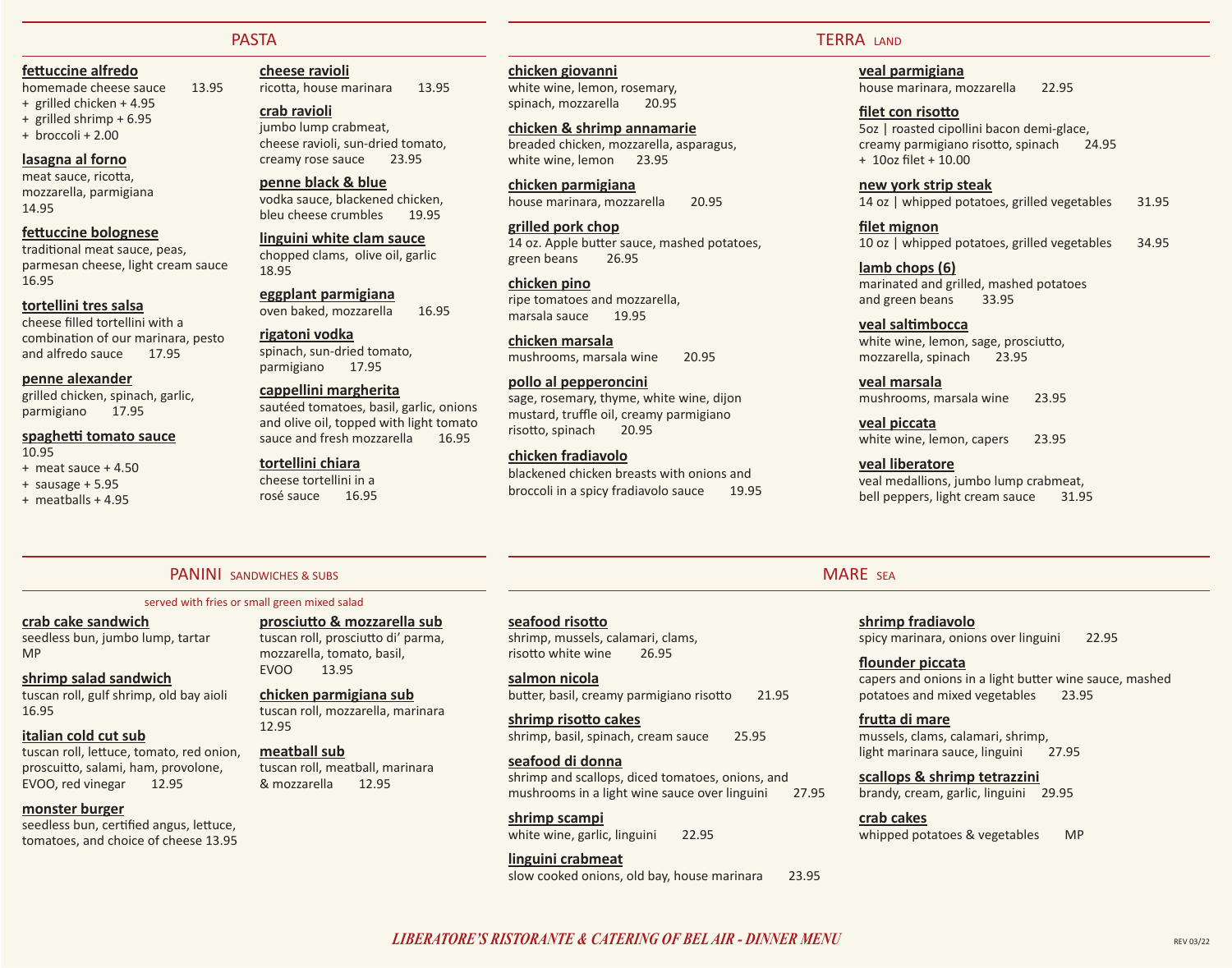## PASTA

**fettuccine alfredo**
homemade cheese sauce 13.95
- + grilled chicken + 4.95
- + grilled shrimp + 6.95
- + broccoli + 2.00

**lasagna al forno**
meat sauce, ricotta, mozzarella, parmigiana
14.95

**fettuccine bolognese**
traditional meat sauce, peas, parmesan cheese, light cream sauce
16.95

**tortellini tres salsa**
cheese filled tortellini with a combination of our marinara, pesto and alfredo sauce 17.95

**penne alexander**
grilled chicken, spinach, garlic, parmigiano 17.95

**spaghetti tomato sauce**
10.95
- + meat sauce + 4.50
- + sausage + 5.95
- + meatballs + 4.95

**cheese ravioli**
ricotta, house marinara 13.95

**crab ravioli**
jumbo lump crabmeat, cheese ravioli, sun-dried tomato, creamy rose sauce 23.95

**penne black & blue**
vodka sauce, blackened chicken, bleu cheese crumbles 19.95

**linguini white clam sauce**
chopped clams, olive oil, garlic
18.95

**eggplant parmigiana**
oven baked, mozzarella 16.95

**rigatoni vodka**
spinach, sun-dried tomato, parmigiano 17.95

**cappellini margherita**
sautéed tomatoes, basil, garlic, onions and olive oil, topped with light tomato sauce and fresh mozzarella 16.95

**tortellini chiara**
cheese tortellini in a rosé sauce 16.95

## TERRA LAND

**chicken giovanni**
white wine, lemon, rosemary, spinach, mozzarella 20.95

**chicken & shrimp annamarie**
breaded chicken, mozzarella, asparagus, white wine, lemon 23.95

**chicken parmigiana**
house marinara, mozzarella 20.95

**grilled pork chop**
14 oz. Apple butter sauce, mashed potatoes, green beans 26.95

**chicken pino**
ripe tomatoes and mozzarella, marsala sauce 19.95

**chicken marsala**
mushrooms, marsala wine 20.95

**pollo al pepperoncini**
sage, rosemary, thyme, white wine, dijon mustard, truffle oil, creamy parmigiano risotto, spinach 20.95

**chicken fradiavolo**
blackened chicken breasts with onions and broccoli in a spicy fradiavolo sauce 19.95

**veal parmigiana**
house marinara, mozzarella 22.95

**filet con risotto**
5oz | roasted cipollini bacon demi-glace, creamy parmigiano risotto, spinach 24.95
- + 10oz filet + 10.00

**new york strip steak**
14 oz | whipped potatoes, grilled vegetables 31.95

**filet mignon**
10 oz | whipped potatoes, grilled vegetables 34.95

**lamb chops (6)**
marinated and grilled, mashed potatoes and green beans 33.95

**veal saltimbocca**
white wine, lemon, sage, prosciutto, mozzarella, spinach 23.95

**veal marsala**
mushrooms, marsala wine 23.95

**veal piccata**
white wine, lemon, capers 23.95

**veal liberatore**
veal medallions, jumbo lump crabmeat, bell peppers, light cream sauce 31.95

## PANINI SANDWICHES & SUBS

served with fries or small green mixed salad

**crab cake sandwich**
seedless bun, jumbo lump, tartar
MP

**shrimp salad sandwich**
tuscan roll, gulf shrimp, old bay aioli
16.95

**italian cold cut sub**
tuscan roll, lettuce, tomato, red onion, proscuitto, salami, ham, provolone, EVOO, red vinegar 12.95

**monster burger**
seedless bun, certified angus, lettuce, tomatoes, and choice of cheese 13.95

**prosciutto & mozzarella sub**
tuscan roll, prosciutto di' parma, mozzarella, tomato, basil, EVOO 13.95

**chicken parmigiana sub**
tuscan roll, mozzarella, marinara
12.95

**meatball sub**
tuscan roll, meatball, marinara & mozzarella 12.95

## MARE SEA

**seafood risotto**
shrimp, mussels, calamari, clams, risotto white wine 26.95

**salmon nicola**
butter, basil, creamy parmigiano risotto 21.95

**shrimp risotto cakes**
shrimp, basil, spinach, cream sauce 25.95

**seafood di donna**
shrimp and scallops, diced tomatoes, onions, and mushrooms in a light wine sauce over linguini 27.95

**shrimp scampi**
white wine, garlic, linguini 22.95

**linguini crabmeat**
slow cooked onions, old bay, house marinara 23.95

**shrimp fradiavolo**
spicy marinara, onions over linguini 22.95

**flounder piccata**
capers and onions in a light butter wine sauce, mashed potatoes and mixed vegetables 23.95

**frutta di mare**
mussels, clams, calamari, shrimp, light marinara sauce, linguini 27.95

**scallops & shrimp tetrazzini**
brandy, cream, garlic, linguini 29.95

**crab cakes**
whipped potatoes & vegetables MP

*LIBERATORE'S RISTORANTE & CATERING OF BEL AIR - DINNER MENU*

REV 03/22